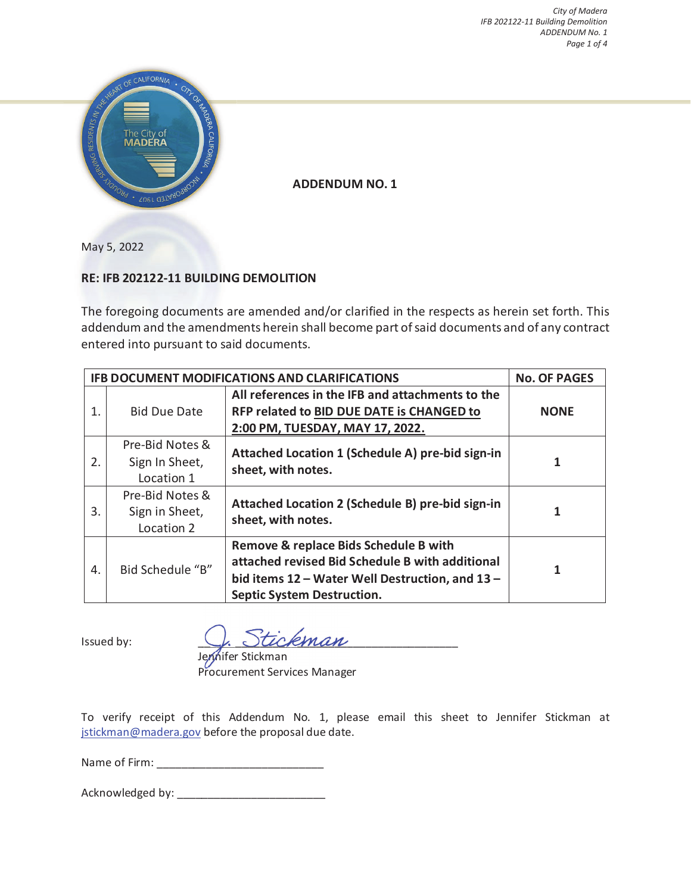# ADDENDUM NO. 1

May 5, 2022

**RE: IFB 202122-11 BUILDING DEMOLITION**

The foregoing documents are amended and/or clarified in the respects as herein set forth. This addendum and the amendments herein shall become part of said documents and of any contract entered into pursuant to said documents.

| IFB DOCUMENT MODIFICATIONS AND CLARIFICATIONS | | | NO. OF PAGES |
|---|---|---|---|
| 1. | Bid Due Date | **All references in the IFB and attachments to the RFP related to BID DUE DATE is CHANGED to 2:00 PM, TUESDAY, MAY 17, 2022.** | **NONE** |
| 2. | Pre-Bid Notes & Sign In Sheet, Location 1 | **Attached Location 1 (Schedule A) pre-bid sign-in sheet, with notes.** | **1** |
| 3. | Pre-Bid Notes & Sign in Sheet, Location 2 | **Attached Location 2 (Schedule B) pre-bid sign-in sheet, with notes.** | **1** |
| 4. | Bid Schedule "B" | **Remove & replace Bids Schedule B with attached revised Bid Schedule B with additional bid items 12 – Water Well Destruction, and 13 – Septic System Destruction.** | **1** |

Issued by: J. Stickman
Jennifer Stickman
Procurement Services Manager

To verify receipt of this Addendum No. 1, please email this sheet to Jennifer Stickman at jstickman@madera.gov before the proposal due date.

Name of Firm: ___________________________

Acknowledged by: ________________________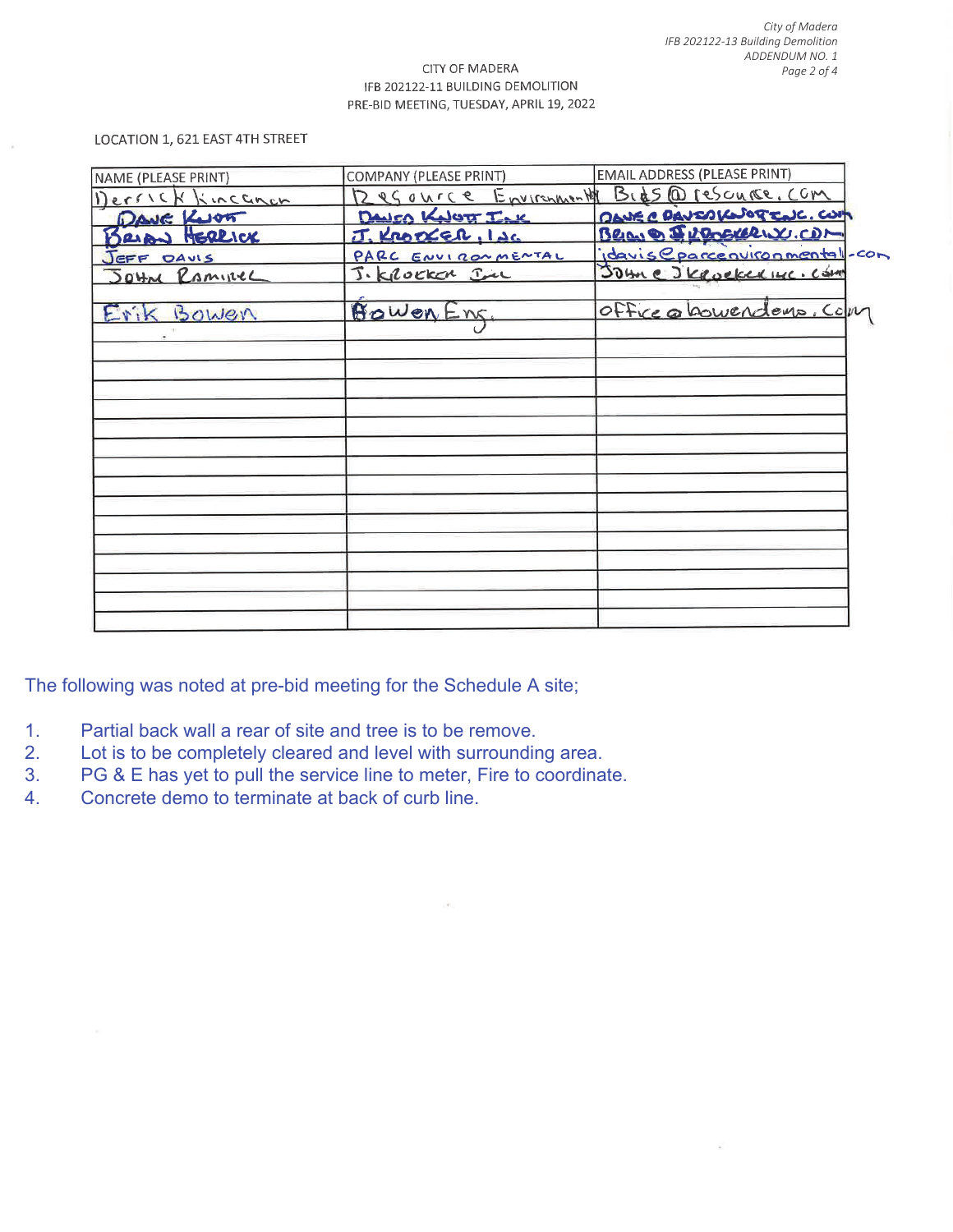CITY OF MADERA
IFB 202122-11 BUILDING DEMOLITION
PRE-BID MEETING, TUESDAY, APRIL 19, 2022

LOCATION 1, 621 EAST 4TH STREET

| NAME (PLEASE PRINT) | COMPANY (PLEASE PRINT) | EMAIL ADDRESS (PLEASE PRINT) |
|---|---|---|
| Derrick Kincannon | Resource Environmental | Bids@resource.com |
| Dave Knott | Dave Knott Inc. | Dave@daveknottinc.com |
| Brian Herrick | J. Kroeker, Inc. | Brian@jkroekerinc.com |
| Jeff Davis | PARC Environmental | jdavis@parcenvironmental.com |
| John Ramirez | J. Kroeker Inc | John@jkroekerinc.com |
| | | |
| Erik Bowen | Bowen Eng. | office@bowendemo.com |
| | | |
| | | |
| | | |
| | | |
| | | |
| | | |
| | | |
| | | |
| | | |
| | | |
| | | |
| | | |
| | | |
| | | |

The following was noted at pre-bid meeting for the Schedule A site;

1. Partial back wall a rear of site and tree is to be remove.
2. Lot is to be completely cleared and level with surrounding area.
3. PG & E has yet to pull the service line to meter, Fire to coordinate.
4. Concrete demo to terminate at back of curb line.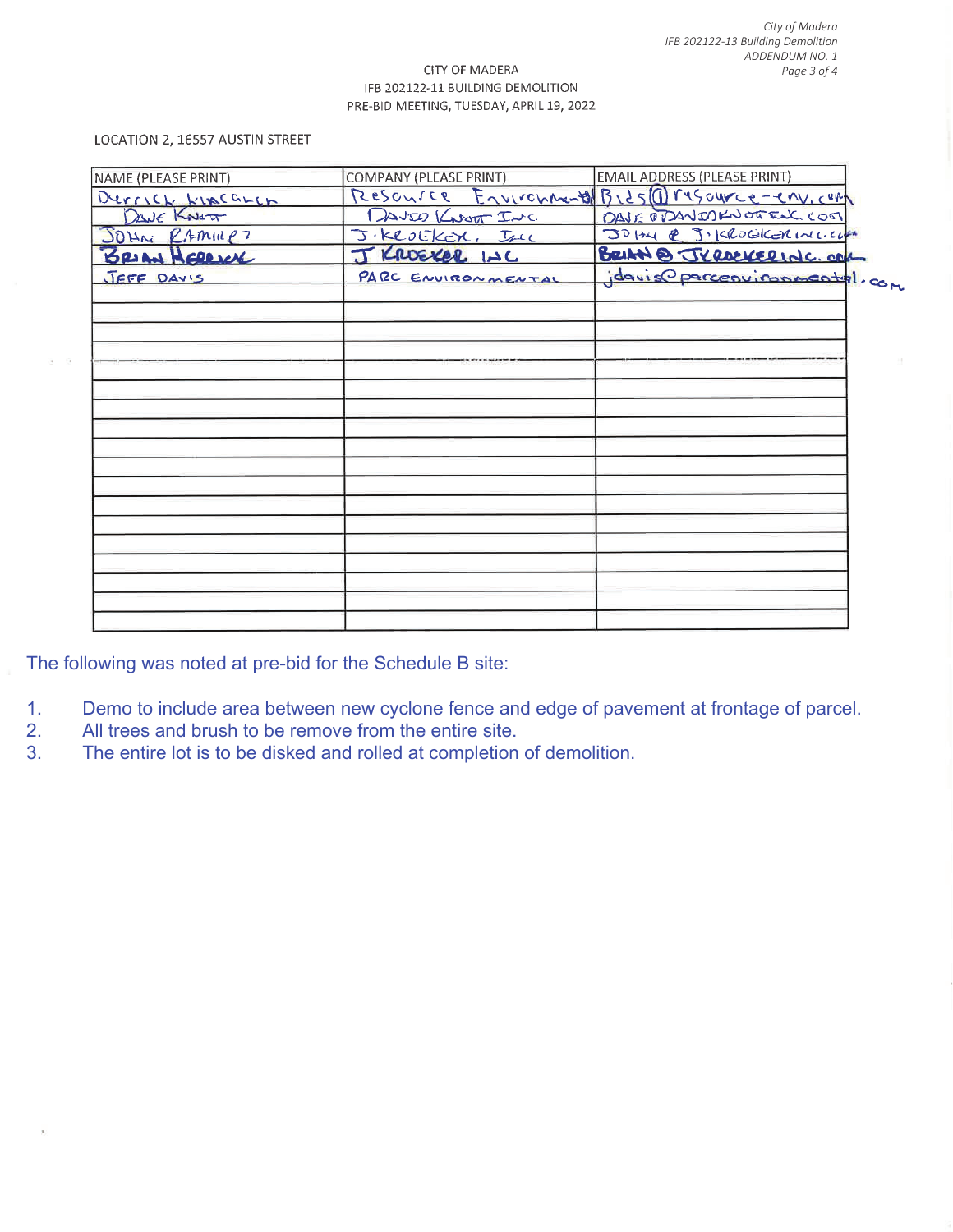CITY OF MADERA
IFB 202122-11 BUILDING DEMOLITION
PRE-BID MEETING, TUESDAY, APRIL 19, 2022

LOCATION 2, 16557 AUSTIN STREET

| NAME (PLEASE PRINT) | COMPANY (PLEASE PRINT) | EMAIL ADDRESS (PLEASE PRINT) |
|---|---|---|
| Derrick Kincaid | Resource Environmental | Bids@resource-env.com |
| Dave Knott | David Knott Inc. | DAVE@DAVIDKNOTTINC.COM |
| JOHN RAMIREZ | J. KROEKER, INC | JOHN@JKROEKERINC.COM |
| BRIAN HERRICK | J KROEKER INC | BRIAN@JKROEKERINC.COM |
| JEFF DAVIS | PARC ENVIRONMENTAL | jdavis@parcenvironmental.com |
| | | |
| | | |
| | | |
| | | |
| | | |
| | | |
| | | |
| | | |
| | | |
| | | |
| | | |
| | | |
| | | |
| | | |
| | | |
| | | |
| | | |
| | | |

The following was noted at pre-bid for the Schedule B site:

1. Demo to include area between new cyclone fence and edge of pavement at frontage of parcel.
2. All trees and brush to be remove from the entire site.
3. The entire lot is to be disked and rolled at completion of demolition.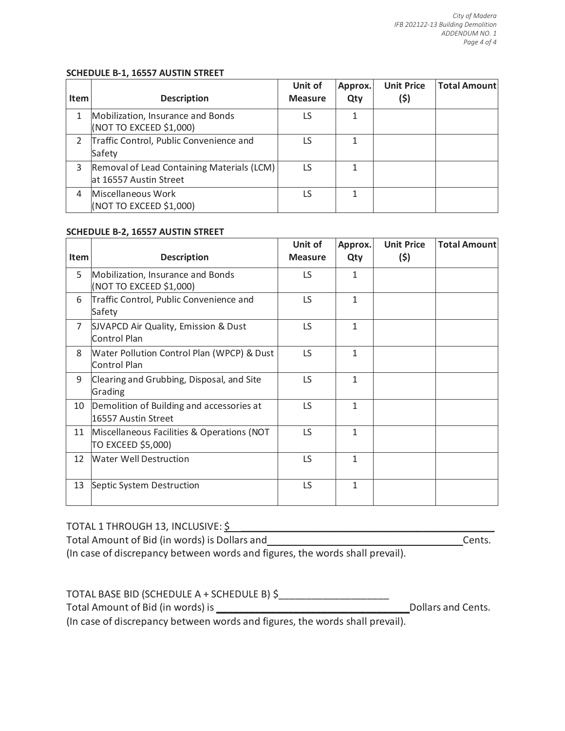**SCHEDULE B-1, 16557 AUSTIN STREET**

| Item | Description | Unit of Measure | Approx. Qty | Unit Price ($) | Total Amount |
|---|---|---|---|---|---|
| 1 | Mobilization, Insurance and Bonds (NOT TO EXCEED $1,000) | LS | 1 | | |
| 2 | Traffic Control, Public Convenience and Safety | LS | 1 | | |
| 3 | Removal of Lead Containing Materials (LCM) at 16557 Austin Street | LS | 1 | | |
| 4 | Miscellaneous Work (NOT TO EXCEED $1,000) | LS | 1 | | |

**SCHEDULE B-2, 16557 AUSTIN STREET**

| Item | Description | Unit of Measure | Approx. Qty | Unit Price ($) | Total Amount |
|---|---|---|---|---|---|
| 5 | Mobilization, Insurance and Bonds (NOT TO EXCEED $1,000) | LS | 1 | | |
| 6 | Traffic Control, Public Convenience and Safety | LS | 1 | | |
| 7 | SJVAPCD Air Quality, Emission & Dust Control Plan | LS | 1 | | |
| 8 | Water Pollution Control Plan (WPCP) & Dust Control Plan | LS | 1 | | |
| 9 | Clearing and Grubbing, Disposal, and Site Grading | LS | 1 | | |
| 10 | Demolition of Building and accessories at 16557 Austin Street | LS | 1 | | |
| 11 | Miscellaneous Facilities & Operations (NOT TO EXCEED $5,000) | LS | 1 | | |
| 12 | Water Well Destruction | LS | 1 | | |
| 13 | Septic System Destruction | LS | 1 | | |

TOTAL 1 THROUGH 13, INCLUSIVE: $\_\_\_\_\_\_\_\_\_\_\_\_\_\_\_\_\_\_\_\_\_\_\_\_\_\_\_\_\_\_\_\_\_\_\_\_\_\_\_\_
Total Amount of Bid (in words) is Dollars and\_\_\_\_\_\_\_\_\_\_\_\_\_\_\_\_\_\_\_\_\_\_\_\_\_\_\_\_\_\_\_\_\_\_Cents.
(In case of discrepancy between words and figures, the words shall prevail).

TOTAL BASE BID (SCHEDULE A + SCHEDULE B) $\_\_\_\_\_\_\_\_\_\_\_\_\_\_\_\_\_\_\_\_
Total Amount of Bid (in words) is \_\_\_\_\_\_\_\_\_\_\_\_\_\_\_\_\_\_\_\_\_\_\_\_\_\_\_\_\_\_\_\_\_\_Dollars and Cents.
(In case of discrepancy between words and figures, the words shall prevail).